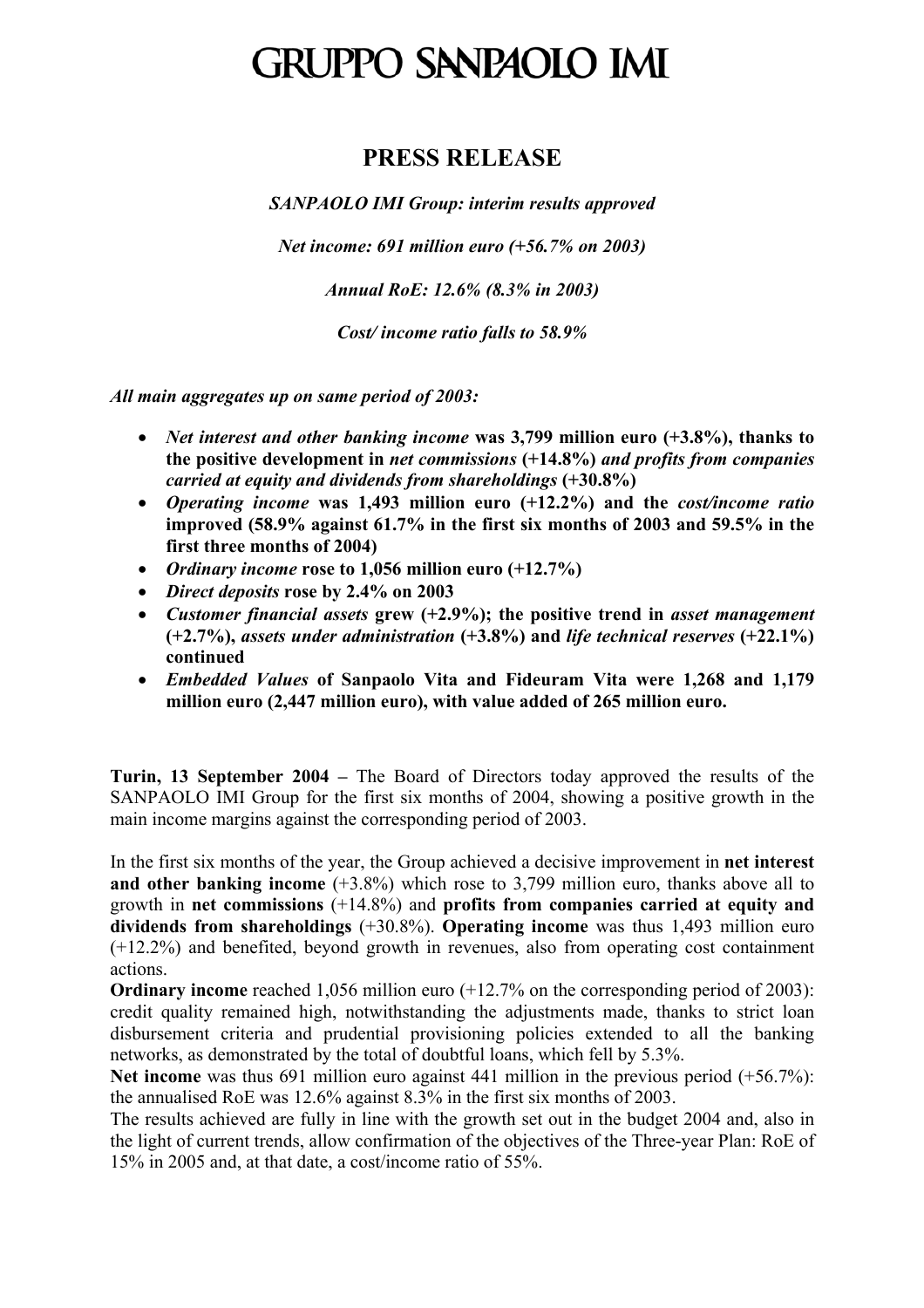# GRUPPO SANPAOLO IMI

## PRESS RELEASE

*SANPAOLO IMI Group: interim results approved*

*Net income: 691 million euro (+56.7% on 2003)*

*Annual RoE: 12.6% (8.3% in 2003)*

*Cost/ income ratio falls to 58.9%*

***All main aggregates up on same period of 2003:***

- ***Net interest and other banking income*** **was 3,799 million euro (+3.8%), thanks to the positive development in** ***net commissions*** **(+14.8%)** ***and profits from companies carried at equity and dividends from shareholdings*** **(+30.8%)**
- ***Operating income*** **was 1,493 million euro (+12.2%) and the** ***cost/income ratio*** **improved (58.9% against 61.7% in the first six months of 2003 and 59.5% in the first three months of 2004)**
- ***Ordinary income*** **rose to 1,056 million euro (+12.7%)**
- ***Direct deposits*** **rose by 2.4% on 2003**
- ***Customer financial assets*** **grew (+2.9%); the positive trend in** ***asset management*** **(+2.7%),** ***assets under administration*** **(+3.8%) and** ***life technical reserves*** **(+22.1%) continued**
- ***Embedded Values*** **of Sanpaolo Vita and Fideuram Vita were 1,268 and 1,179 million euro (2,447 million euro), with value added of 265 million euro.**

**Turin, 13 September 2004 –** The Board of Directors today approved the results of the SANPAOLO IMI Group for the first six months of 2004, showing a positive growth in the main income margins against the corresponding period of 2003.

In the first six months of the year, the Group achieved a decisive improvement in **net interest and other banking income** (+3.8%) which rose to 3,799 million euro, thanks above all to growth in **net commissions** (+14.8%) and **profits from companies carried at equity and dividends from shareholdings** (+30.8%). **Operating income** was thus 1,493 million euro (+12.2%) and benefited, beyond growth in revenues, also from operating cost containment actions.

**Ordinary income** reached 1,056 million euro (+12.7% on the corresponding period of 2003): credit quality remained high, notwithstanding the adjustments made, thanks to strict loan disbursement criteria and prudential provisioning policies extended to all the banking networks, as demonstrated by the total of doubtful loans, which fell by 5.3%.

**Net income** was thus 691 million euro against 441 million in the previous period (+56.7%): the annualised RoE was 12.6% against 8.3% in the first six months of 2003.

The results achieved are fully in line with the growth set out in the budget 2004 and, also in the light of current trends, allow confirmation of the objectives of the Three-year Plan: RoE of 15% in 2005 and, at that date, a cost/income ratio of 55%.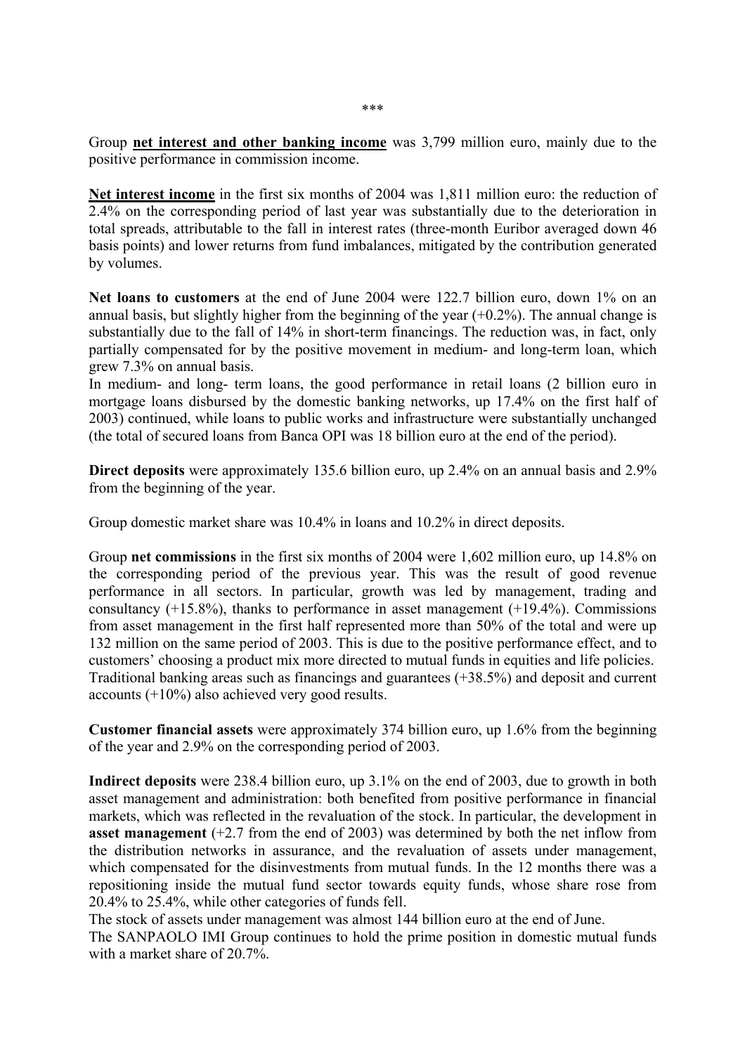\*\*\*

Group **net interest and other banking income** was 3,799 million euro, mainly due to the positive performance in commission income.

**Net interest income** in the first six months of 2004 was 1,811 million euro: the reduction of 2.4% on the corresponding period of last year was substantially due to the deterioration in total spreads, attributable to the fall in interest rates (three-month Euribor averaged down 46 basis points) and lower returns from fund imbalances, mitigated by the contribution generated by volumes.

**Net loans to customers** at the end of June 2004 were 122.7 billion euro, down 1% on an annual basis, but slightly higher from the beginning of the year (+0.2%). The annual change is substantially due to the fall of 14% in short-term financings. The reduction was, in fact, only partially compensated for by the positive movement in medium- and long-term loan, which grew 7.3% on annual basis.

In medium- and long- term loans, the good performance in retail loans (2 billion euro in mortgage loans disbursed by the domestic banking networks, up 17.4% on the first half of 2003) continued, while loans to public works and infrastructure were substantially unchanged (the total of secured loans from Banca OPI was 18 billion euro at the end of the period).

**Direct deposits** were approximately 135.6 billion euro, up 2.4% on an annual basis and 2.9% from the beginning of the year.

Group domestic market share was 10.4% in loans and 10.2% in direct deposits.

Group **net commissions** in the first six months of 2004 were 1,602 million euro, up 14.8% on the corresponding period of the previous year. This was the result of good revenue performance in all sectors. In particular, growth was led by management, trading and consultancy (+15.8%), thanks to performance in asset management (+19.4%). Commissions from asset management in the first half represented more than 50% of the total and were up 132 million on the same period of 2003. This is due to the positive performance effect, and to customers' choosing a product mix more directed to mutual funds in equities and life policies.

Traditional banking areas such as financings and guarantees (+38.5%) and deposit and current accounts (+10%) also achieved very good results.

**Customer financial assets** were approximately 374 billion euro, up 1.6% from the beginning of the year and 2.9% on the corresponding period of 2003.

**Indirect deposits** were 238.4 billion euro, up 3.1% on the end of 2003, due to growth in both asset management and administration: both benefited from positive performance in financial markets, which was reflected in the revaluation of the stock. In particular, the development in **asset management** (+2.7 from the end of 2003) was determined by both the net inflow from the distribution networks in assurance, and the revaluation of assets under management, which compensated for the disinvestments from mutual funds. In the 12 months there was a repositioning inside the mutual fund sector towards equity funds, whose share rose from 20.4% to 25.4%, while other categories of funds fell.

The stock of assets under management was almost 144 billion euro at the end of June.

The SANPAOLO IMI Group continues to hold the prime position in domestic mutual funds with a market share of 20.7%.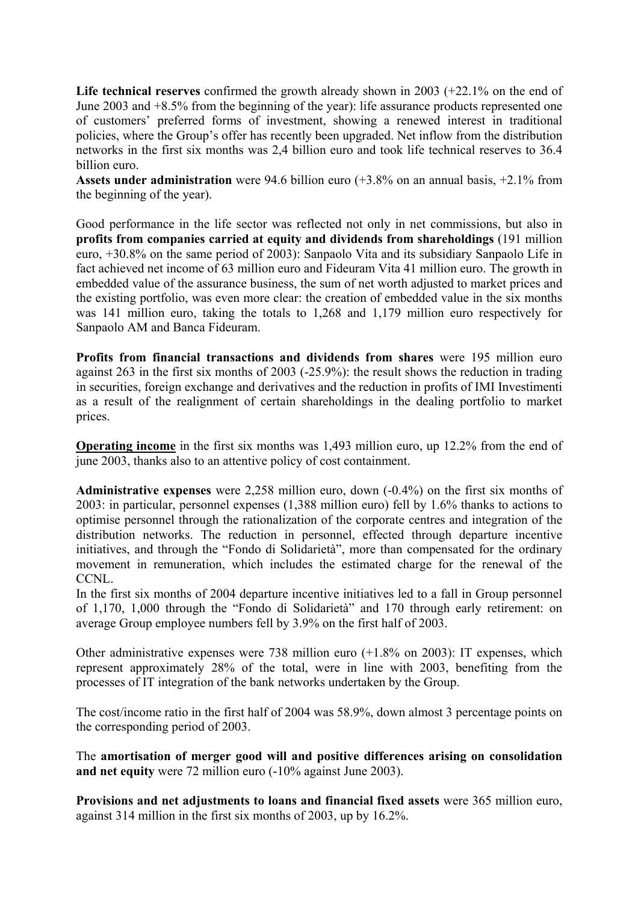**Life technical reserves** confirmed the growth already shown in 2003 (+22.1% on the end of June 2003 and +8.5% from the beginning of the year): life assurance products represented one of customers' preferred forms of investment, showing a renewed interest in traditional policies, where the Group's offer has recently been upgraded. Net inflow from the distribution networks in the first six months was 2,4 billion euro and took life technical reserves to 36.4 billion euro.

**Assets under administration** were 94.6 billion euro (+3.8% on an annual basis, +2.1% from the beginning of the year).

Good performance in the life sector was reflected not only in net commissions, but also in **profits from companies carried at equity and dividends from shareholdings** (191 million euro, +30.8% on the same period of 2003): Sanpaolo Vita and its subsidiary Sanpaolo Life in fact achieved net income of 63 million euro and Fideuram Vita 41 million euro. The growth in embedded value of the assurance business, the sum of net worth adjusted to market prices and the existing portfolio, was even more clear: the creation of embedded value in the six months was 141 million euro, taking the totals to 1,268 and 1,179 million euro respectively for Sanpaolo AM and Banca Fideuram.

**Profits from financial transactions and dividends from shares** were 195 million euro against 263 in the first six months of 2003 (-25.9%): the result shows the reduction in trading in securities, foreign exchange and derivatives and the reduction in profits of IMI Investimenti as a result of the realignment of certain shareholdings in the dealing portfolio to market prices.

**Operating income** in the first six months was 1,493 million euro, up 12.2% from the end of june 2003, thanks also to an attentive policy of cost containment.

**Administrative expenses** were 2,258 million euro, down (-0.4%) on the first six months of 2003: in particular, personnel expenses (1,388 million euro) fell by 1.6% thanks to actions to optimise personnel through the rationalization of the corporate centres and integration of the distribution networks. The reduction in personnel, effected through departure incentive initiatives, and through the "Fondo di Solidarietà", more than compensated for the ordinary movement in remuneration, which includes the estimated charge for the renewal of the CCNL.

In the first six months of 2004 departure incentive initiatives led to a fall in Group personnel of 1,170, 1,000 through the "Fondo di Solidarietà" and 170 through early retirement: on average Group employee numbers fell by 3.9% on the first half of 2003.

Other administrative expenses were 738 million euro (+1.8% on 2003): IT expenses, which represent approximately 28% of the total, were in line with 2003, benefiting from the processes of IT integration of the bank networks undertaken by the Group.

The cost/income ratio in the first half of 2004 was 58.9%, down almost 3 percentage points on the corresponding period of 2003.

The **amortisation of merger good will and positive differences arising on consolidation and net equity** were 72 million euro (-10% against June 2003).

**Provisions and net adjustments to loans and financial fixed assets** were 365 million euro, against 314 million in the first six months of 2003, up by 16.2%.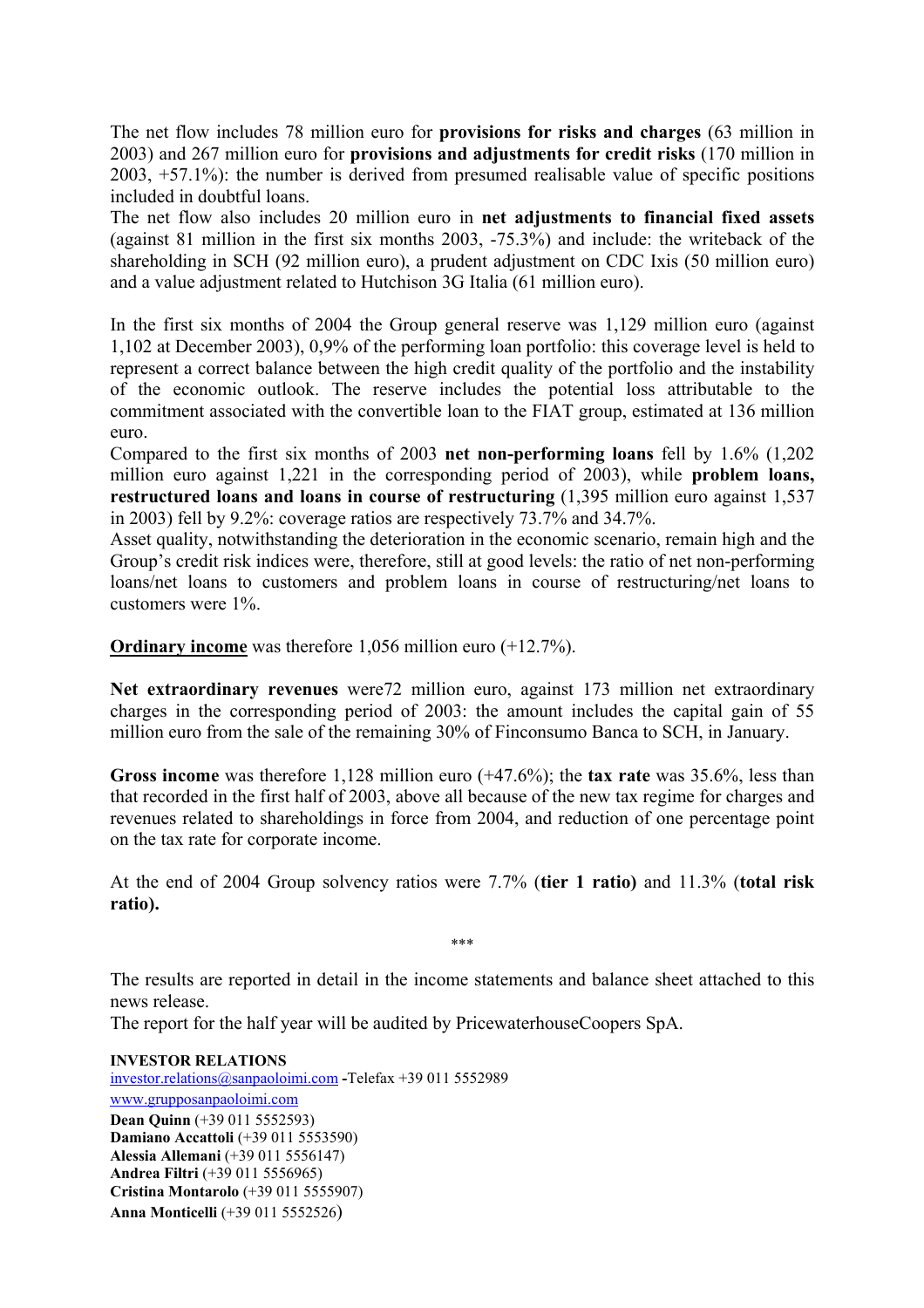The net flow includes 78 million euro for **provisions for risks and charges** (63 million in 2003) and 267 million euro for **provisions and adjustments for credit risks** (170 million in 2003, +57.1%): the number is derived from presumed realisable value of specific positions included in doubtful loans.
The net flow also includes 20 million euro in **net adjustments to financial fixed assets** (against 81 million in the first six months 2003, -75.3%) and include: the writeback of the shareholding in SCH (92 million euro), a prudent adjustment on CDC Ixis (50 million euro) and a value adjustment related to Hutchison 3G Italia (61 million euro).

In the first six months of 2004 the Group general reserve was 1,129 million euro (against 1,102 at December 2003), 0,9% of the performing loan portfolio: this coverage level is held to represent a correct balance between the high credit quality of the portfolio and the instability of the economic outlook. The reserve includes the potential loss attributable to the commitment associated with the convertible loan to the FIAT group, estimated at 136 million euro.
Compared to the first six months of 2003 **net non-performing loans** fell by 1.6% (1,202 million euro against 1,221 in the corresponding period of 2003), while **problem loans, restructured loans and loans in course of restructuring** (1,395 million euro against 1,537 in 2003) fell by 9.2%: coverage ratios are respectively 73.7% and 34.7%.
Asset quality, notwithstanding the deterioration in the economic scenario, remain high and the Group's credit risk indices were, therefore, still at good levels: the ratio of net non-performing loans/net loans to customers and problem loans in course of restructuring/net loans to customers were 1%.

**Ordinary income** was therefore 1,056 million euro (+12.7%).

**Net extraordinary revenues** were72 million euro, against 173 million net extraordinary charges in the corresponding period of 2003: the amount includes the capital gain of 55 million euro from the sale of the remaining 30% of Finconsumo Banca to SCH, in January.

**Gross income** was therefore 1,128 million euro (+47.6%); the **tax rate** was 35.6%, less than that recorded in the first half of 2003, above all because of the new tax regime for charges and revenues related to shareholdings in force from 2004, and reduction of one percentage point on the tax rate for corporate income.

At the end of 2004 Group solvency ratios were 7.7% (**tier 1 ratio)** and 11.3% (**total risk ratio).**

\*\*\*

The results are reported in detail in the income statements and balance sheet attached to this news release.
The report for the half year will be audited by PricewaterhouseCoopers SpA.

**INVESTOR RELATIONS**
investor.relations@sanpaoloimi.com -Telefax +39 011 5552989
www.grupposanpaoloimi.com
**Dean Quinn** (+39 011 5552593)
**Damiano Accattoli** (+39 011 5553590)
**Alessia Allemani** (+39 011 5556147)
**Andrea Filtri** (+39 011 5556965)
**Cristina Montarolo** (+39 011 5555907)
**Anna Monticelli** (+39 011 5552526)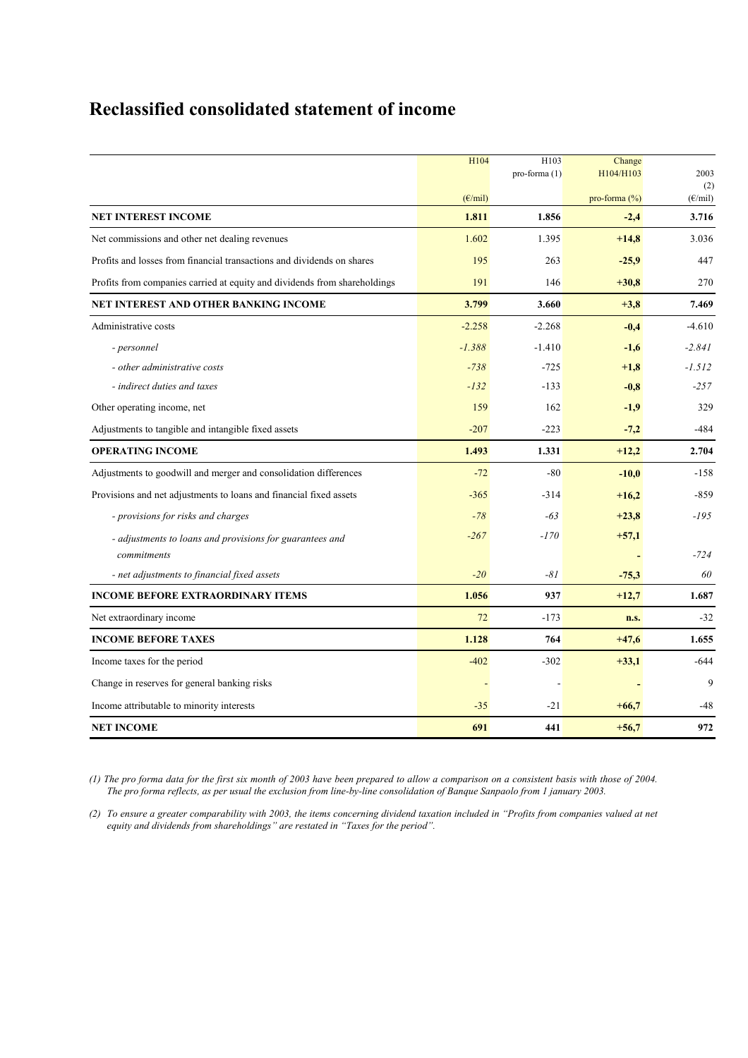# Reclassified consolidated statement of income

| | H104 (€/mil) | H103 pro-forma (1) | Change H104/H103 pro-forma (%) | 2003 (2) (€/mil) |
|---|---|---|---|---|
| **NET INTEREST INCOME** | **1.811** | **1.856** | **-2,4** | **3.716** |
| Net commissions and other net dealing revenues | 1.602 | 1.395 | **+14,8** | 3.036 |
| Profits and losses from financial transactions and dividends on shares | 195 | 263 | **-25,9** | 447 |
| Profits from companies carried at equity and dividends from shareholdings | 191 | 146 | **+30,8** | 270 |
| **NET INTEREST AND OTHER BANKING INCOME** | **3.799** | **3.660** | **+3,8** | **7.469** |
| Administrative costs | -2.258 | -2.268 | **-0,4** | -4.610 |
| *- personnel* | *-1.388* | -1.410 | **-1,6** | *-2.841* |
| *- other administrative costs* | *-738* | -725 | **+1,8** | *-1.512* |
| *- indirect duties and taxes* | *-132* | -133 | **-0,8** | *-257* |
| Other operating income, net | 159 | 162 | **-1,9** | 329 |
| Adjustments to tangible and intangible fixed assets | -207 | -223 | **-7,2** | -484 |
| **OPERATING INCOME** | **1.493** | **1.331** | **+12,2** | **2.704** |
| Adjustments to goodwill and merger and consolidation differences | -72 | -80 | **-10,0** | -158 |
| Provisions and net adjustments to loans and financial fixed assets | -365 | -314 | **+16,2** | -859 |
| *- provisions for risks and charges* | *-78* | *-63* | **+23,8** | *-195* |
| *- adjustments to loans and provisions for guarantees and commitments* | *-267* | *-170* | **+57,1** | *-724* |
| *- net adjustments to financial fixed assets* | *-20* | *-81* | **-75,3** | *60* |
| **INCOME BEFORE EXTRAORDINARY ITEMS** | **1.056** | **937** | **+12,7** | **1.687** |
| Net extraordinary income | 72 | -173 | **n.s.** | -32 |
| **INCOME BEFORE TAXES** | **1.128** | **764** | **+47,6** | **1.655** |
| Income taxes for the period | -402 | -302 | **+33,1** | -644 |
| Change in reserves for general banking risks | - | - | **-** | 9 |
| Income attributable to minority interests | -35 | -21 | **+66,7** | -48 |
| **NET INCOME** | **691** | **441** | **+56,7** | **972** |

*(1) The pro forma data for the first six month of 2003 have been prepared to allow a comparison on a consistent basis with those of 2004. The pro forma reflects, as per usual the exclusion from line-by-line consolidation of Banque Sanpaolo from 1 january 2003.*

*(2) To ensure a greater comparability with 2003, the items concerning dividend taxation included in "Profits from companies valued at net equity and dividends from shareholdings" are restated in "Taxes for the period".*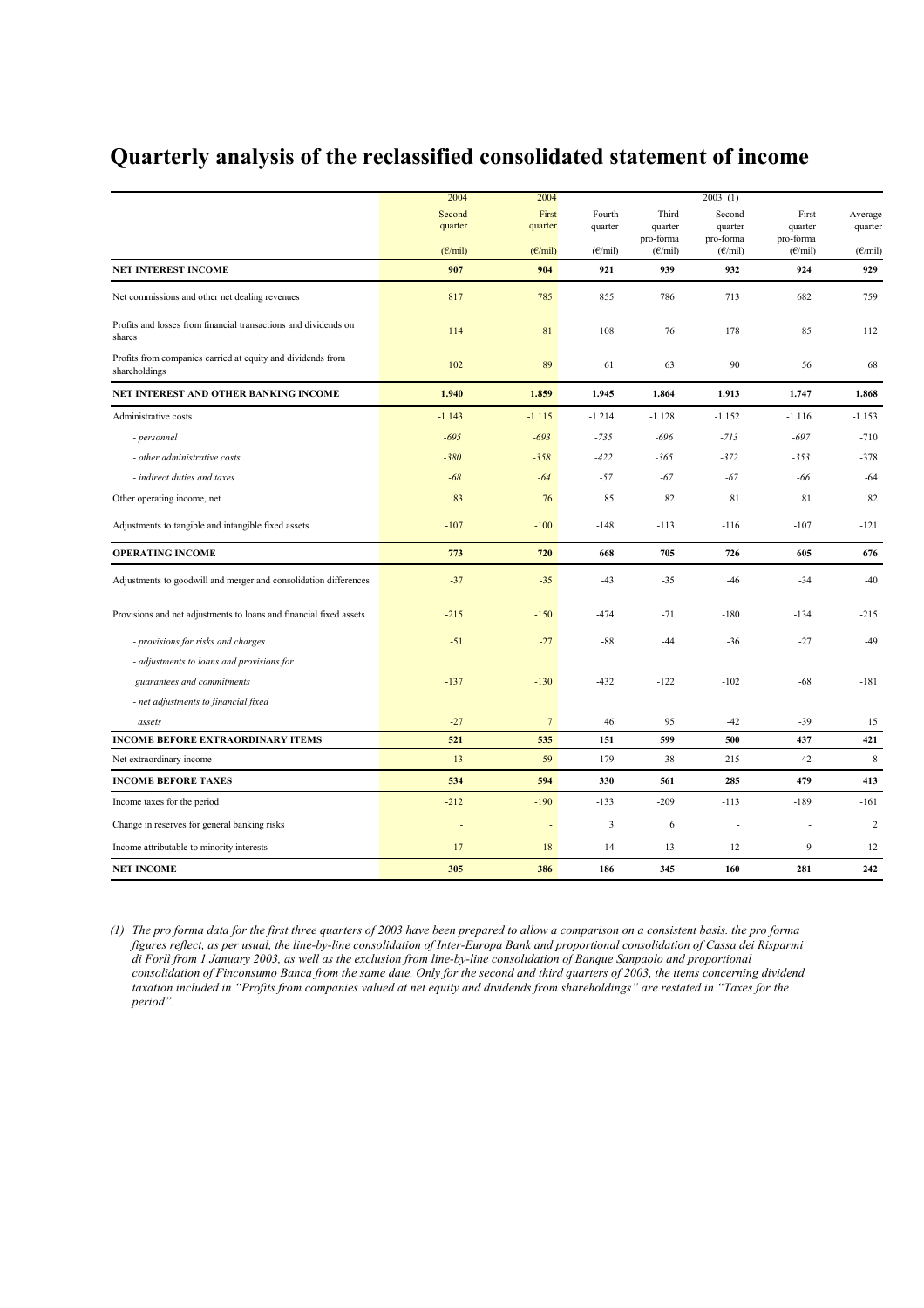# Quarterly analysis of the reclassified consolidated statement of income

| | 2004 | 2004 | 2003 (1) | | | | |
|---|---|---|---|---|---|---|---|
| | Second quarter | First quarter | Fourth quarter | Third quarter pro-forma | Second quarter pro-forma | First quarter pro-forma | Average quarter |
| | (€/mil) | (€/mil) | (€/mil) | (€/mil) | (€/mil) | (€/mil) | (€/mil) |
| **NET INTEREST INCOME** | **907** | **904** | **921** | **939** | **932** | **924** | **929** |
| Net commissions and other net dealing revenues | 817 | 785 | 855 | 786 | 713 | 682 | 759 |
| Profits and losses from financial transactions and dividends on shares | 114 | 81 | 108 | 76 | 178 | 85 | 112 |
| Profits from companies carried at equity and dividends from shareholdings | 102 | 89 | 61 | 63 | 90 | 56 | 68 |
| **NET INTEREST AND OTHER BANKING INCOME** | **1.940** | **1.859** | **1.945** | **1.864** | **1.913** | **1.747** | **1.868** |
| Administrative costs | -1.143 | -1.115 | -1.214 | -1.128 | -1.152 | -1.116 | -1.153 |
| *- personnel* | *-695* | *-693* | *-735* | *-696* | *-713* | *-697* | -710 |
| *- other administrative costs* | *-380* | *-358* | *-422* | *-365* | *-372* | *-353* | -378 |
| *- indirect duties and taxes* | *-68* | *-64* | *-57* | *-67* | *-67* | *-66* | -64 |
| Other operating income, net | 83 | 76 | 85 | 82 | 81 | 81 | 82 |
| Adjustments to tangible and intangible fixed assets | -107 | -100 | -148 | -113 | -116 | -107 | -121 |
| **OPERATING INCOME** | **773** | **720** | **668** | **705** | **726** | **605** | **676** |
| Adjustments to goodwill and merger and consolidation differences | -37 | -35 | -43 | -35 | -46 | -34 | -40 |
| Provisions and net adjustments to loans and financial fixed assets | -215 | -150 | -474 | -71 | -180 | -134 | -215 |
| *- provisions for risks and charges* | -51 | -27 | -88 | -44 | -36 | -27 | -49 |
| *- adjustments to loans and provisions for guarantees and commitments* | -137 | -130 | -432 | -122 | -102 | -68 | -181 |
| *- net adjustments to financial fixed assets* | -27 | 7 | 46 | 95 | -42 | -39 | 15 |
| **INCOME BEFORE EXTRAORDINARY ITEMS** | **521** | **535** | **151** | **599** | **500** | **437** | **421** |
| Net extraordinary income | 13 | 59 | 179 | -38 | -215 | 42 | -8 |
| **INCOME BEFORE TAXES** | **534** | **594** | **330** | **561** | **285** | **479** | **413** |
| Income taxes for the period | -212 | -190 | -133 | -209 | -113 | -189 | -161 |
| Change in reserves for general banking risks | - | - | 3 | 6 | - | - | 2 |
| Income attributable to minority interests | -17 | -18 | -14 | -13 | -12 | -9 | -12 |
| **NET INCOME** | **305** | **386** | **186** | **345** | **160** | **281** | **242** |

*(1) The pro forma data for the first three quarters of 2003 have been prepared to allow a comparison on a consistent basis. the pro forma figures reflect, as per usual, the line-by-line consolidation of Inter-Europa Bank and proportional consolidation of Cassa dei Risparmi di Forlì from 1 January 2003, as well as the exclusion from line-by-line consolidation of Banque Sanpaolo and proportional consolidation of Finconsumo Banca from the same date. Only for the second and third quarters of 2003, the items concerning dividend taxation included in "Profits from companies valued at net equity and dividends from shareholdings" are restated in "Taxes for the period".*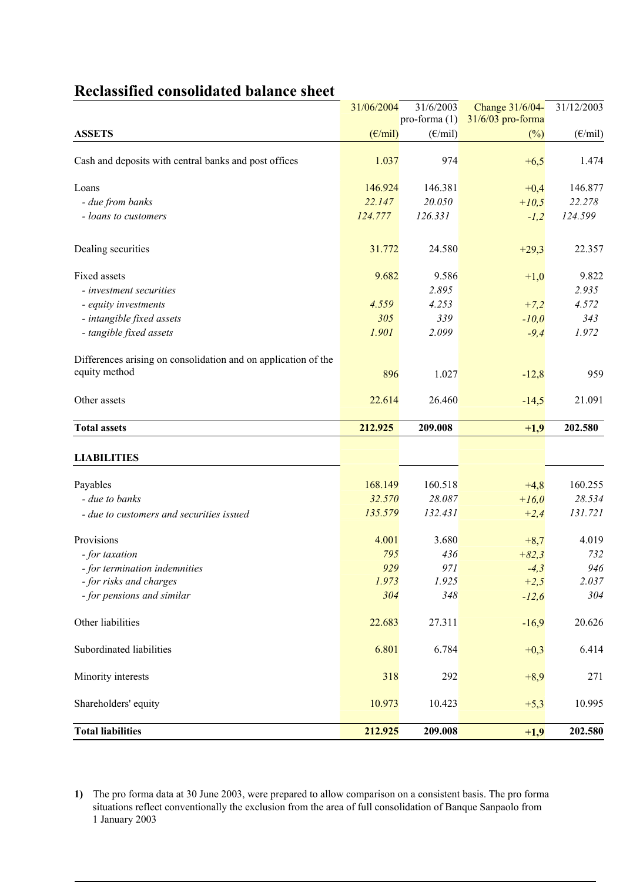## Reclassified consolidated balance sheet

| ASSETS | 31/06/2004 (€/mil) | 31/6/2003 pro-forma (1) (€/mil) | Change 31/6/04-31/6/03 pro-forma (%) | 31/12/2003 (€/mil) |
|---|---|---|---|---|
| Cash and deposits with central banks and post offices | 1.037 | 974 | +6,5 | 1.474 |
| Loans | 146.924 | 146.381 | +0,4 | 146.877 |
| *- due from banks* | *22.147* | *20.050* | *+10,5* | *22.278* |
| *- loans to customers* | *124.777* | *126.331* | *-1,2* | *124.599* |
| Dealing securities | 31.772 | 24.580 | +29,3 | 22.357 |
| Fixed assets | 9.682 | 9.586 | +1,0 | 9.822 |
| *- investment securities* | | *2.895* | | *2.935* |
| *- equity investments* | *4.559* | *4.253* | *+7,2* | *4.572* |
| *- intangible fixed assets* | *305* | *339* | *-10,0* | *343* |
| *- tangible fixed assets* | *1.901* | *2.099* | *-9,4* | *1.972* |
| Differences arising on consolidation and on application of the equity method | 896 | 1.027 | -12,8 | 959 |
| Other assets | 22.614 | 26.460 | -14,5 | 21.091 |
| **Total assets** | **212.925** | **209.008** | **+1,9** | **202.580** |
| **LIABILITIES** | | | | |
| Payables | 168.149 | 160.518 | +4,8 | 160.255 |
| *- due to banks* | *32.570* | *28.087* | *+16,0* | *28.534* |
| *- due to customers and securities issued* | *135.579* | *132.431* | *+2,4* | *131.721* |
| Provisions | 4.001 | 3.680 | +8,7 | 4.019 |
| *- for taxation* | *795* | *436* | *+82,3* | *732* |
| *- for termination indemnities* | *929* | *971* | *-4,3* | *946* |
| *- for risks and charges* | *1.973* | *1.925* | *+2,5* | *2.037* |
| *- for pensions and similar* | *304* | *348* | *-12,6* | *304* |
| Other liabilities | 22.683 | 27.311 | -16,9 | 20.626 |
| Subordinated liabilities | 6.801 | 6.784 | +0,3 | 6.414 |
| Minority interests | 318 | 292 | +8,9 | 271 |
| Shareholders' equity | 10.973 | 10.423 | +5,3 | 10.995 |
| **Total liabilities** | **212.925** | **209.008** | **+1,9** | **202.580** |

**1)** The pro forma data at 30 June 2003, were prepared to allow comparison on a consistent basis. The pro forma situations reflect conventionally the exclusion from the area of full consolidation of Banque Sanpaolo from 1 January 2003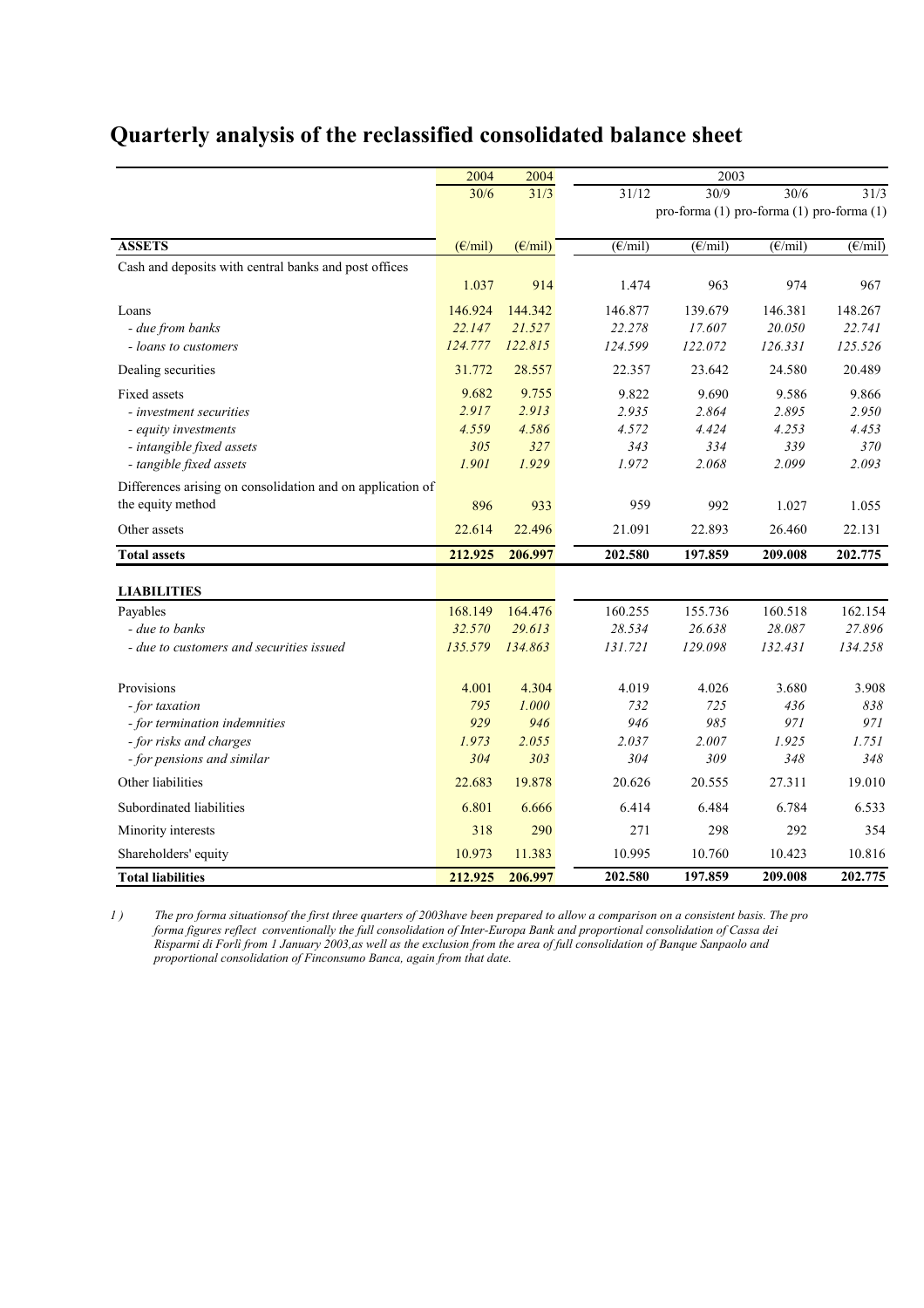# Quarterly analysis of the reclassified consolidated balance sheet

| | 2004 | 2004 | 2003 | | | |
|---|---|---|---|---|---|---|
| | 30/6 | 31/3 | 31/12 | 30/9 | 30/6 | 31/3 |
| | | | | pro-forma (1) | pro-forma (1) | pro-forma (1) |
| **ASSETS** | (€/mil) | (€/mil) | (€/mil) | (€/mil) | (€/mil) | (€/mil) |
| Cash and deposits with central banks and post offices | 1.037 | 914 | 1.474 | 963 | 974 | 967 |
| Loans | 146.924 | 144.342 | 146.877 | 139.679 | 146.381 | 148.267 |
| *- due from banks* | *22.147* | *21.527* | *22.278* | *17.607* | *20.050* | *22.741* |
| *- loans to customers* | *124.777* | *122.815* | *124.599* | *122.072* | *126.331* | *125.526* |
| Dealing securities | 31.772 | 28.557 | 22.357 | 23.642 | 24.580 | 20.489 |
| Fixed assets | 9.682 | 9.755 | 9.822 | 9.690 | 9.586 | 9.866 |
| *- investment securities* | *2.917* | *2.913* | *2.935* | *2.864* | *2.895* | *2.950* |
| *- equity investments* | *4.559* | *4.586* | *4.572* | *4.424* | *4.253* | *4.453* |
| *- intangible fixed assets* | *305* | *327* | *343* | *334* | *339* | *370* |
| *- tangible fixed assets* | *1.901* | *1.929* | *1.972* | *2.068* | *2.099* | *2.093* |
| Differences arising on consolidation and on application of the equity method | 896 | 933 | 959 | 992 | 1.027 | 1.055 |
| Other assets | 22.614 | 22.496 | 21.091 | 22.893 | 26.460 | 22.131 |
| **Total assets** | **212.925** | **206.997** | **202.580** | **197.859** | **209.008** | **202.775** |
| **LIABILITIES** | | | | | | |
| Payables | 168.149 | 164.476 | 160.255 | 155.736 | 160.518 | 162.154 |
| *- due to banks* | *32.570* | *29.613* | *28.534* | *26.638* | *28.087* | *27.896* |
| *- due to customers and securities issued* | *135.579* | *134.863* | *131.721* | *129.098* | *132.431* | *134.258* |
| Provisions | 4.001 | 4.304 | 4.019 | 4.026 | 3.680 | 3.908 |
| *- for taxation* | *795* | *1.000* | *732* | *725* | *436* | *838* |
| *- for termination indemnities* | *929* | *946* | *946* | *985* | *971* | *971* |
| *- for risks and charges* | *1.973* | *2.055* | *2.037* | *2.007* | *1.925* | *1.751* |
| *- for pensions and similar* | *304* | *303* | *304* | *309* | *348* | *348* |
| Other liabilities | 22.683 | 19.878 | 20.626 | 20.555 | 27.311 | 19.010 |
| Subordinated liabilities | 6.801 | 6.666 | 6.414 | 6.484 | 6.784 | 6.533 |
| Minority interests | 318 | 290 | 271 | 298 | 292 | 354 |
| Shareholders' equity | 10.973 | 11.383 | 10.995 | 10.760 | 10.423 | 10.816 |
| **Total liabilities** | **212.925** | **206.997** | **202.580** | **197.859** | **209.008** | **202.775** |

*1 ) The pro forma situationsof the first three quarters of 2003have been prepared to allow a comparison on a consistent basis. The pro forma figures reflect conventionally the full consolidation of Inter-Europa Bank and proportional consolidation of Cassa dei Risparmi di Forlì from 1 January 2003,as well as the exclusion from the area of full consolidation of Banque Sanpaolo and proportional consolidation of Finconsumo Banca, again from that date.*